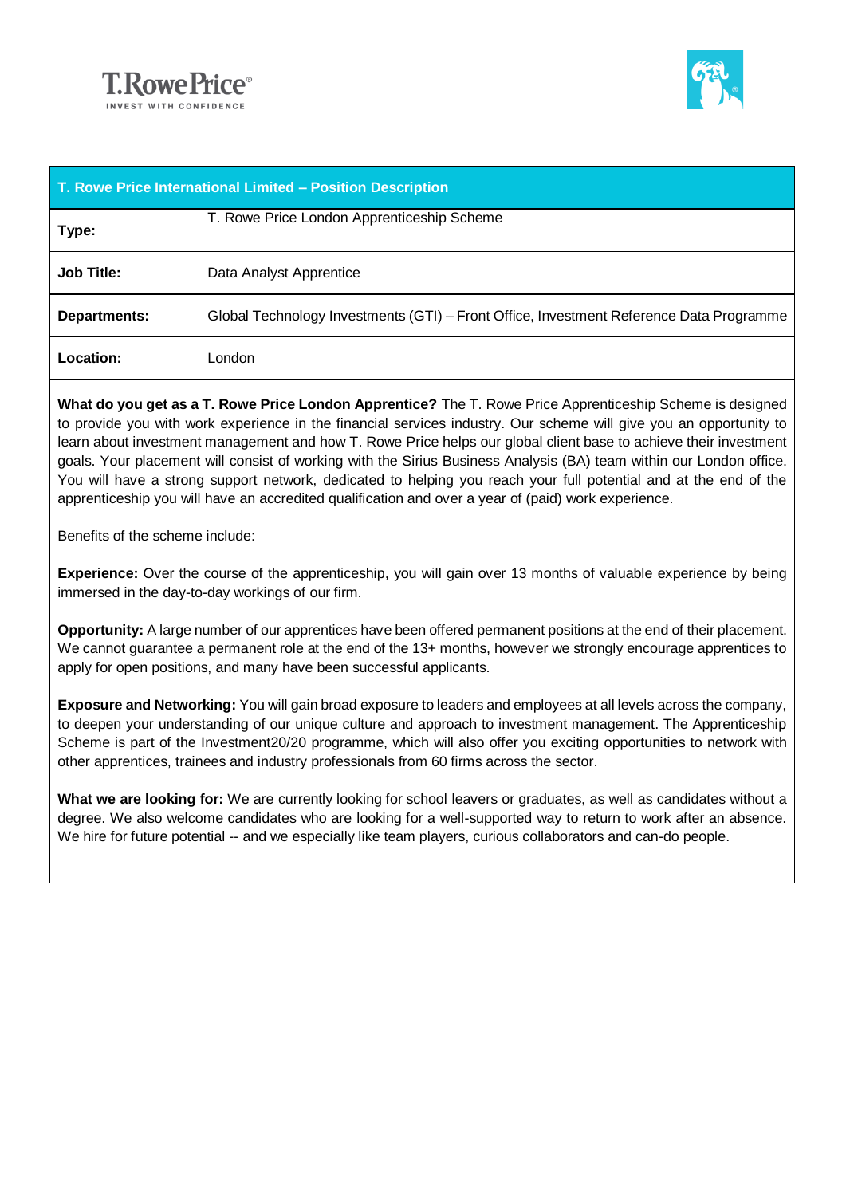| T. Rowe Price International Limited – Position Description | |
|---|---|
| **Type:** | T. Rowe Price London Apprenticeship Scheme |
| **Job Title:** | Data Analyst Apprentice |
| **Departments:** | Global Technology Investments (GTI) – Front Office, Investment Reference Data Programme |
| **Location:** | London |

**What do you get as a T. Rowe Price London Apprentice?** The T. Rowe Price Apprenticeship Scheme is designed to provide you with work experience in the financial services industry. Our scheme will give you an opportunity to learn about investment management and how T. Rowe Price helps our global client base to achieve their investment goals. Your placement will consist of working with the Sirius Business Analysis (BA) team within our London office. You will have a strong support network, dedicated to helping you reach your full potential and at the end of the apprenticeship you will have an accredited qualification and over a year of (paid) work experience.

Benefits of the scheme include:

**Experience:** Over the course of the apprenticeship, you will gain over 13 months of valuable experience by being immersed in the day-to-day workings of our firm.

**Opportunity:** A large number of our apprentices have been offered permanent positions at the end of their placement. We cannot guarantee a permanent role at the end of the 13+ months, however we strongly encourage apprentices to apply for open positions, and many have been successful applicants.

**Exposure and Networking:** You will gain broad exposure to leaders and employees at all levels across the company, to deepen your understanding of our unique culture and approach to investment management. The Apprenticeship Scheme is part of the Investment20/20 programme, which will also offer you exciting opportunities to network with other apprentices, trainees and industry professionals from 60 firms across the sector.

**What we are looking for:** We are currently looking for school leavers or graduates, as well as candidates without a degree. We also welcome candidates who are looking for a well-supported way to return to work after an absence. We hire for future potential -- and we especially like team players, curious collaborators and can-do people.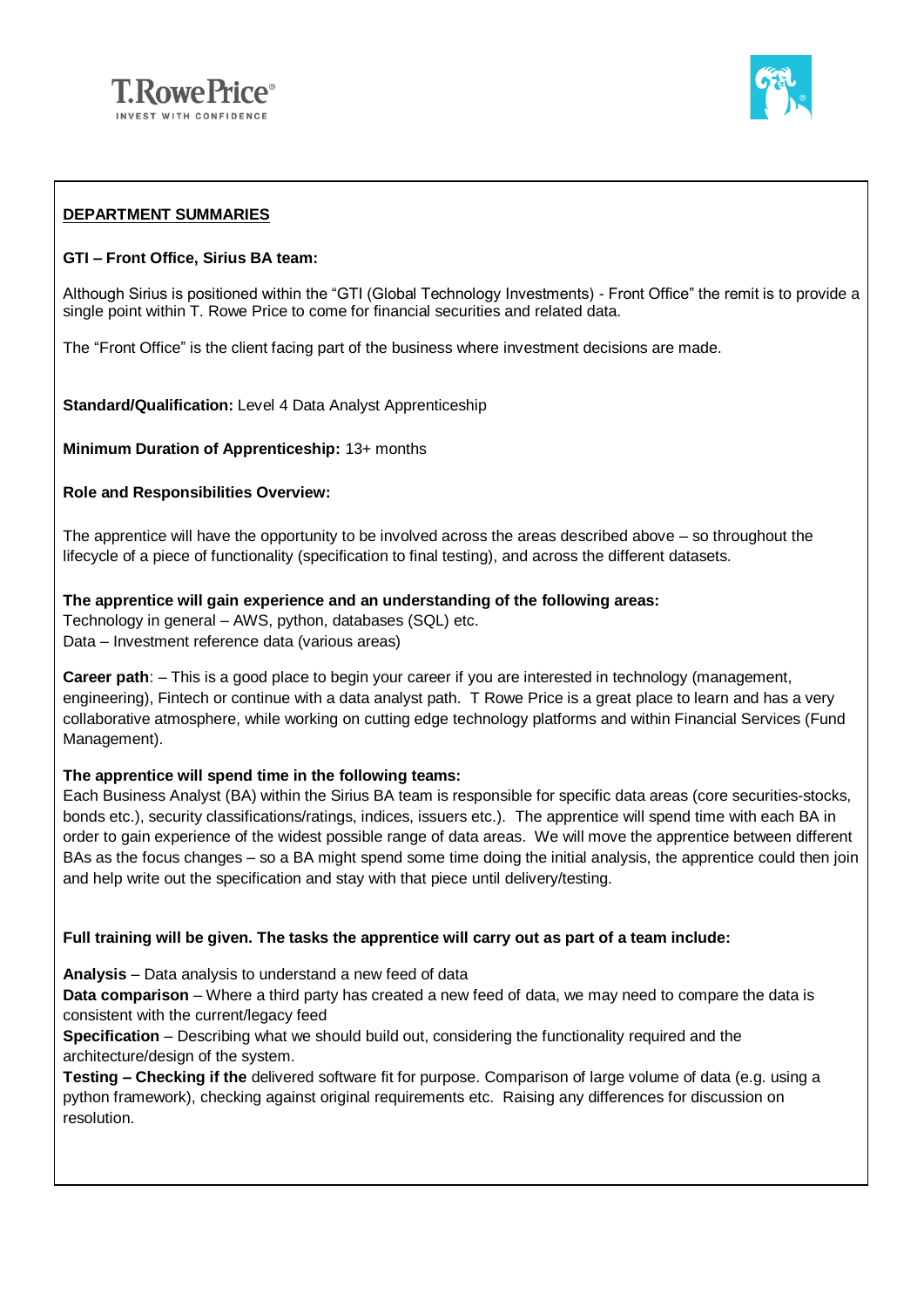## DEPARTMENT SUMMARIES

**GTI – Front Office, Sirius BA team:**

Although Sirius is positioned within the "GTI (Global Technology Investments) - Front Office" the remit is to provide a single point within T. Rowe Price to come for financial securities and related data.

The "Front Office" is the client facing part of the business where investment decisions are made.

**Standard/Qualification:** Level 4 Data Analyst Apprenticeship

**Minimum Duration of Apprenticeship:** 13+ months

**Role and Responsibilities Overview:**

The apprentice will have the opportunity to be involved across the areas described above – so throughout the lifecycle of a piece of functionality (specification to final testing), and across the different datasets.

**The apprentice will gain experience and an understanding of the following areas:**
Technology in general – AWS, python, databases (SQL) etc.
Data – Investment reference data (various areas)

**Career path**: – This is a good place to begin your career if you are interested in technology (management, engineering), Fintech or continue with a data analyst path. T Rowe Price is a great place to learn and has a very collaborative atmosphere, while working on cutting edge technology platforms and within Financial Services (Fund Management).

**The apprentice will spend time in the following teams:**
Each Business Analyst (BA) within the Sirius BA team is responsible for specific data areas (core securities-stocks, bonds etc.), security classifications/ratings, indices, issuers etc.). The apprentice will spend time with each BA in order to gain experience of the widest possible range of data areas. We will move the apprentice between different BAs as the focus changes – so a BA might spend some time doing the initial analysis, the apprentice could then join and help write out the specification and stay with that piece until delivery/testing.

**Full training will be given. The tasks the apprentice will carry out as part of a team include:**

**Analysis** – Data analysis to understand a new feed of data
**Data comparison** – Where a third party has created a new feed of data, we may need to compare the data is consistent with the current/legacy feed
**Specification** – Describing what we should build out, considering the functionality required and the architecture/design of the system.
**Testing – Checking if the** delivered software fit for purpose. Comparison of large volume of data (e.g. using a python framework), checking against original requirements etc. Raising any differences for discussion on resolution.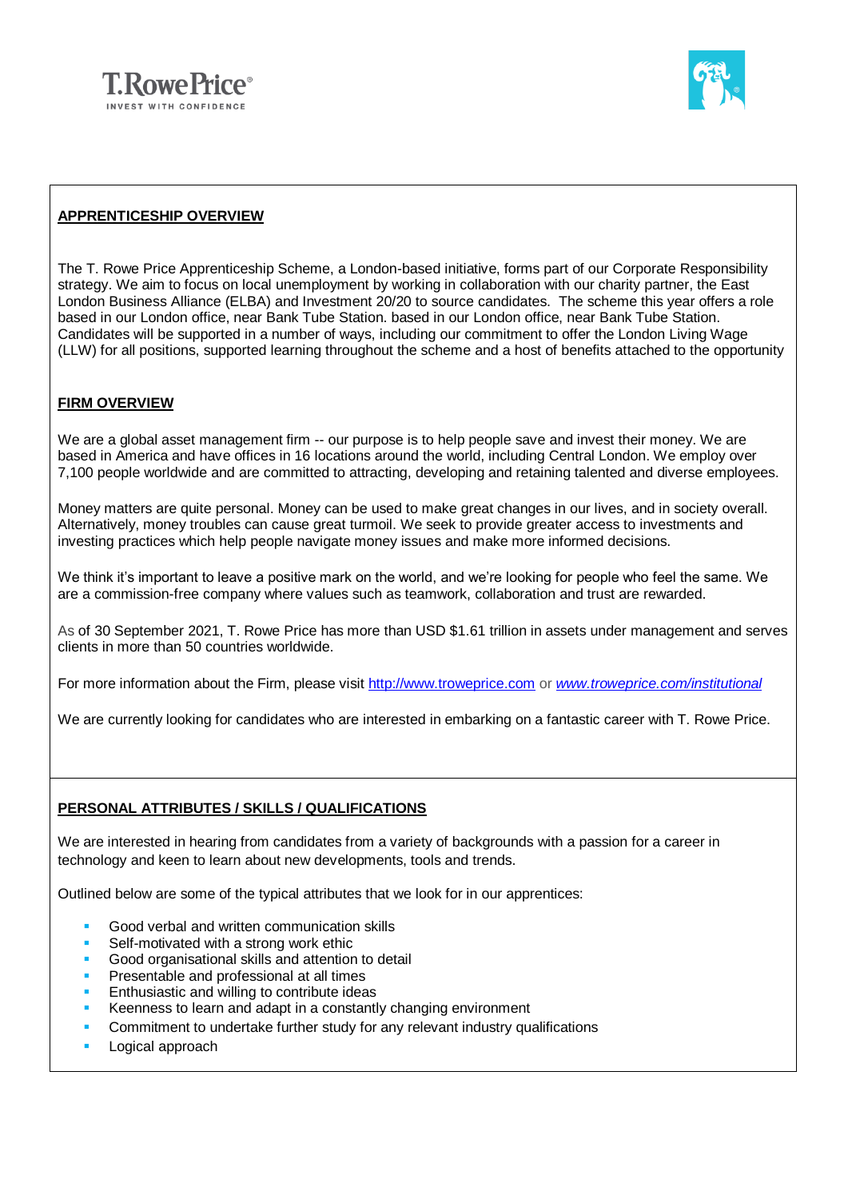T.RowePrice
INVEST WITH CONFIDENCE

**APPRENTICESHIP OVERVIEW**

The T. Rowe Price Apprenticeship Scheme, a London-based initiative, forms part of our Corporate Responsibility strategy. We aim to focus on local unemployment by working in collaboration with our charity partner, the East London Business Alliance (ELBA) and Investment 20/20 to source candidates. The scheme this year offers a role based in our London office, near Bank Tube Station. based in our London office, near Bank Tube Station. Candidates will be supported in a number of ways, including our commitment to offer the London Living Wage (LLW) for all positions, supported learning throughout the scheme and a host of benefits attached to the opportunity

**FIRM OVERVIEW**

We are a global asset management firm -- our purpose is to help people save and invest their money. We are based in America and have offices in 16 locations around the world, including Central London. We employ over 7,100 people worldwide and are committed to attracting, developing and retaining talented and diverse employees.

Money matters are quite personal. Money can be used to make great changes in our lives, and in society overall. Alternatively, money troubles can cause great turmoil. We seek to provide greater access to investments and investing practices which help people navigate money issues and make more informed decisions.

We think it's important to leave a positive mark on the world, and we're looking for people who feel the same. We are a commission-free company where values such as teamwork, collaboration and trust are rewarded.

As of 30 September 2021, T. Rowe Price has more than USD $1.61 trillion in assets under management and serves clients in more than 50 countries worldwide.

For more information about the Firm, please visit http://www.troweprice.com or *www.troweprice.com/institutional*

We are currently looking for candidates who are interested in embarking on a fantastic career with T. Rowe Price.

**PERSONAL ATTRIBUTES / SKILLS / QUALIFICATIONS**

We are interested in hearing from candidates from a variety of backgrounds with a passion for a career in technology and keen to learn about new developments, tools and trends.

Outlined below are some of the typical attributes that we look for in our apprentices:

- Good verbal and written communication skills
- Self-motivated with a strong work ethic
- Good organisational skills and attention to detail
- Presentable and professional at all times
- Enthusiastic and willing to contribute ideas
- Keenness to learn and adapt in a constantly changing environment
- Commitment to undertake further study for any relevant industry qualifications
- Logical approach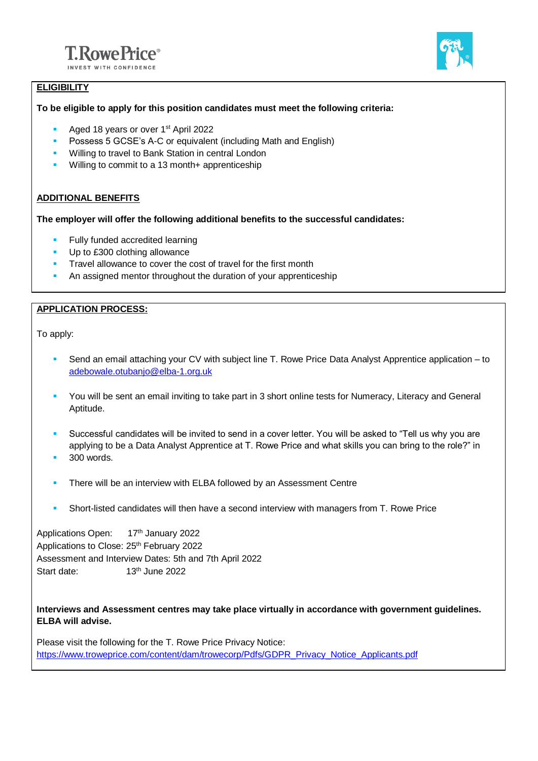## ELIGIBILITY

**To be eligible to apply for this position candidates must meet the following criteria:**

- Aged 18 years or over 1st April 2022
- Possess 5 GCSE's A-C or equivalent (including Math and English)
- Willing to travel to Bank Station in central London
- Willing to commit to a 13 month+ apprenticeship

## ADDITIONAL BENEFITS

**The employer will offer the following additional benefits to the successful candidates:**

- Fully funded accredited learning
- Up to £300 clothing allowance
- Travel allowance to cover the cost of travel for the first month
- An assigned mentor throughout the duration of your apprenticeship

## APPLICATION PROCESS:

To apply:

- Send an email attaching your CV with subject line T. Rowe Price Data Analyst Apprentice application – to adebowale.otubanjo@elba-1.org.uk
- You will be sent an email inviting to take part in 3 short online tests for Numeracy, Literacy and General Aptitude.
- Successful candidates will be invited to send in a cover letter. You will be asked to "Tell us why you are applying to be a Data Analyst Apprentice at T. Rowe Price and what skills you can bring to the role?" in
- 300 words.
- There will be an interview with ELBA followed by an Assessment Centre
- Short-listed candidates will then have a second interview with managers from T. Rowe Price

Applications Open: 17th January 2022
Applications to Close: 25th February 2022
Assessment and Interview Dates: 5th and 7th April 2022
Start date: 13th June 2022

**Interviews and Assessment centres may take place virtually in accordance with government guidelines. ELBA will advise.**

Please visit the following for the T. Rowe Price Privacy Notice:
https://www.troweprice.com/content/dam/trowecorp/Pdfs/GDPR_Privacy_Notice_Applicants.pdf